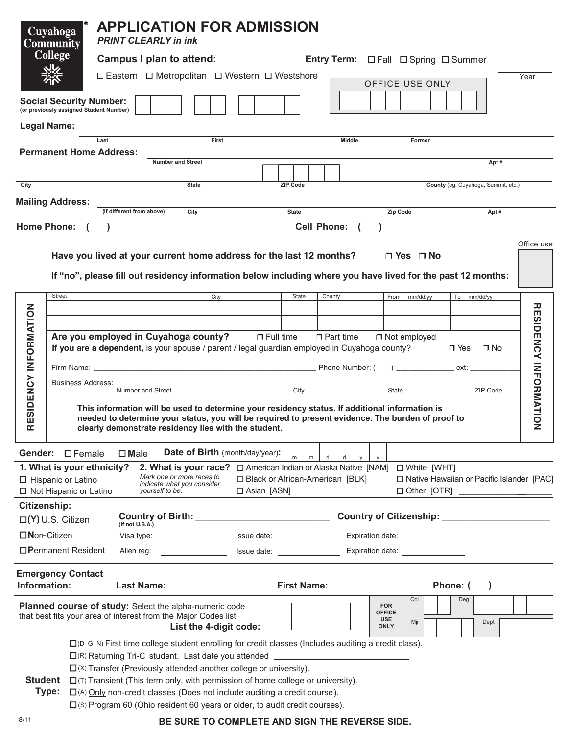Cuyahoga Community College®

# APPLICATION FOR ADMISSION

***PRINT CLEARLY in ink***

**Campus I plan to attend:** ☐ Eastern ☐ Metropolitan ☐ Western ☐ Westshore

**Entry Term:** ☐ Fall ☐ Spring ☐ Summer ____ Year

OFFICE USE ONLY

**Social Security Number:** (or previously assigned Student Number)

**Legal Name:**
Last | First | Middle | Former

**Permanent Home Address:**
Number and Street | Apt #

City | State | ZIP Code | County (eg: Cuyahoga, Summit, etc.)

**Mailing Address:** (If different from above) | City | State | Zip Code | Apt #

**Home Phone:** ( ) **Cell Phone:** ( )

**Have you lived at your current home address for the last 12 months?** ❒ Yes ❒ No

Office use

**If "no", please fill out residency information below including where you have lived for the past 12 months:**

## RESIDENCY INFORMATION

| Street | City | State | County | From mm/dd/yy | To mm/dd/yy |
|---|---|---|---|---|---|
| | | | | | |
| | | | | | |

**Are you employed in Cuyahoga county?** ❒ Full time ❒ Part time ❒ Not employed

**If you are a dependent,** is your spouse / parent / legal guardian employed in Cuyahoga county? ❒ Yes ❒ No

Firm Name: ______ Phone Number: ( ) ______ ext: ______

Business Address: Number and Street | City | State | ZIP Code

**This information will be used to determine your residency status. If additional information is needed to determine your status, you will be required to present evidence. The burden of proof to clearly demonstrate residency lies with the student.**

**Gender:** ☐ **F**emale ☐ **M**ale **Date of Birth** (month/day/year): m m d d y y

**1. What is your ethnicity?**
☐ Hispanic or Latino
☐ Not Hispanic or Latino

**2. What is your race?** *Mark one or more races to indicate what you consider yourself to be.*
☐ American Indian or Alaska Native [NAM]
☐ Black or African-American [BLK]
☐ Asian [ASN]
☐ White [WHT]
☐ Native Hawaiian or Pacific Islander [PAC]
☐ Other [OTR] ______

**Citizenship:**

☐**(Y)** U.S. Citizen — **Country of Birth:** (if not U.S.A.) ______ **Country of Citizenship:** ______

☐**N**on-Citizen — Visa type: ______ Issue date: ______ Expiration date: ______

☐**P**ermanent Resident — Alien reg: ______ Issue date: ______ Expiration date: ______

**Emergency Contact Information:** **Last Name:** ______ **First Name:** ______ **Phone:** ( )

**Planned course of study:** Select the alpha-numeric code that best fits your area of interest from the Major Codes list **List the 4-digit code:**

FOR OFFICE USE ONLY: Col | Deg | Mjr | Dept

**Student Type:**
- ☐(D G N) First time college student enrolling for credit classes (Includes auditing a credit class).
- ☐(R) Returning Tri-C student. Last date you attended ______
- ☐(X) Transfer (Previously attended another college or university).
- ☐(T) Transient (This term only, with permission of home college or university).
- ☐(A) Only non-credit classes (Does not include auditing a credit course).
- ☐(S) Program 60 (Ohio resident 60 years or older, to audit credit courses).

8/11

**BE SURE TO COMPLETE AND SIGN THE REVERSE SIDE.**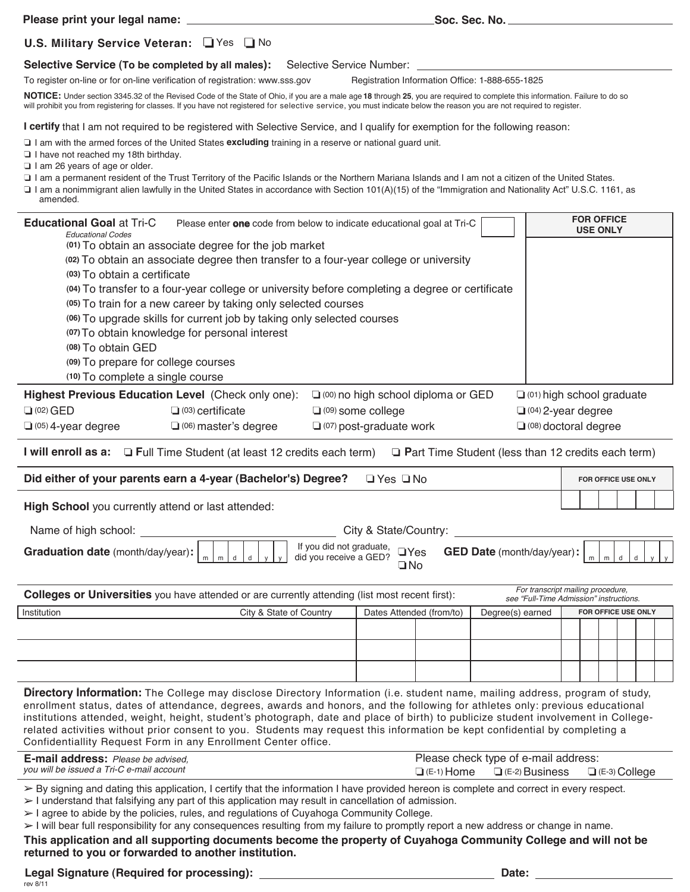**Please print your legal name:** ________________________ **Soc. Sec. No.** ________________

**U.S. Military Service Veteran:** ❑ Yes ❑ No

**Selective Service (To be completed by all males):** Selective Service Number: ________________

To register on-line or for on-line verification of registration: www.sss.gov Registration Information Office: 1-888-655-1825

**NOTICE:** Under section 3345.32 of the Revised Code of the State of Ohio, if you are a male age **18** through **25**, you are required to complete this information. Failure to do so will prohibit you from registering for classes. If you have not registered for selective service, you must indicate below the reason you are not required to register.

**I certify** that I am not required to be registered with Selective Service, and I qualify for exemption for the following reason:

- ❑ I am with the armed forces of the United States **excluding** training in a reserve or national guard unit.
- ❑ I have not reached my 18th birthday.
- ❑ I am 26 years of age or older.
- ❑ I am a permanent resident of the Trust Territory of the Pacific Islands or the Northern Mariana Islands and I am not a citizen of the United States.
- ❑ I am a nonimmigrant alien lawfully in the United States in accordance with Section 101(A)(15) of the "Immigration and Nationality Act" U.S.C. 1161, as amended.

**Educational Goal** at Tri-C Please enter **one** code from below to indicate educational goal at Tri-C ☐ **FOR OFFICE USE ONLY**

*Educational Codes*

- (01) To obtain an associate degree for the job market
- (02) To obtain an associate degree then transfer to a four-year college or university
- (03) To obtain a certificate
- (04) To transfer to a four-year college or university before completing a degree or certificate
- (05) To train for a new career by taking only selected courses
- (06) To upgrade skills for current job by taking only selected courses
- (07) To obtain knowledge for personal interest
- (08) To obtain GED
- (09) To prepare for college courses
- (10) To complete a single course

**Highest Previous Education Level** (Check only one): ❑ (00) no high school diploma or GED ❑ (01) high school graduate
❑ (02) GED ❑ (03) certificate ❑ (09) some college ❑ (04) 2-year degree
❑ (05) 4-year degree ❑ (06) master's degree ❑ (07) post-graduate work ❑ (08) doctoral degree

**I will enroll as a:** ❑ **F**ull Time Student (at least 12 credits each term) ❑ **P**art Time Student (less than 12 credits each term)

**Did either of your parents earn a 4-year (Bachelor's) Degree?** ❑ Yes ❑ No **FOR OFFICE USE ONLY**

**High School** you currently attend or last attended:

Name of high school: ________________ City & State/Country: ________________

**Graduation date** (month/day/year): m m d d y y If you did not graduate, did you receive a GED? ❑Yes ❑No **GED Date** (month/day/year): m m d d y y

**Colleges or Universities** you have attended or are currently attending (list most recent first):

*For transcript mailing procedure, see "Full-Time Admission" instructions.*

| Institution | City & State of Country | Dates Attended (from/to) | | Degree(s) earned | FOR OFFICE USE ONLY |
|---|---|---|---|---|---|
| | | | | | |
| | | | | | |
| | | | | | |

**Directory Information:** The College may disclose Directory Information (i.e. student name, mailing address, program of study, enrollment status, dates of attendance, degrees, awards and honors, and the following for athletes only: previous educational institutions attended, weight, height, student's photograph, date and place of birth) to publicize student involvement in College-related activities without prior consent to you. Students may request this information be kept confidential by completing a Confidentiallity Request Form in any Enrollment Center office.

**E-mail address:** *Please be advised, you will be issued a Tri-C e-mail account*

Please check type of e-mail address: ❑ (E-1) Home ❑ (E-2) Business ❑ (E-3) College

- ➢ By signing and dating this application, I certify that the information I have provided hereon is complete and correct in every respect.
- ➢ I understand that falsifying any part of this application may result in cancellation of admission.
- ➢ I agree to abide by the policies, rules, and regulations of Cuyahoga Community College.
- ➢ I will bear full responsibility for any consequences resulting from my failure to promptly report a new address or change in name.

**This application and all supporting documents become the property of Cuyahoga Community College and will not be returned to you or forwarded to another institution.**

**Legal Signature (Required for processing):** ________________ **Date:** ________________

rev 8/11